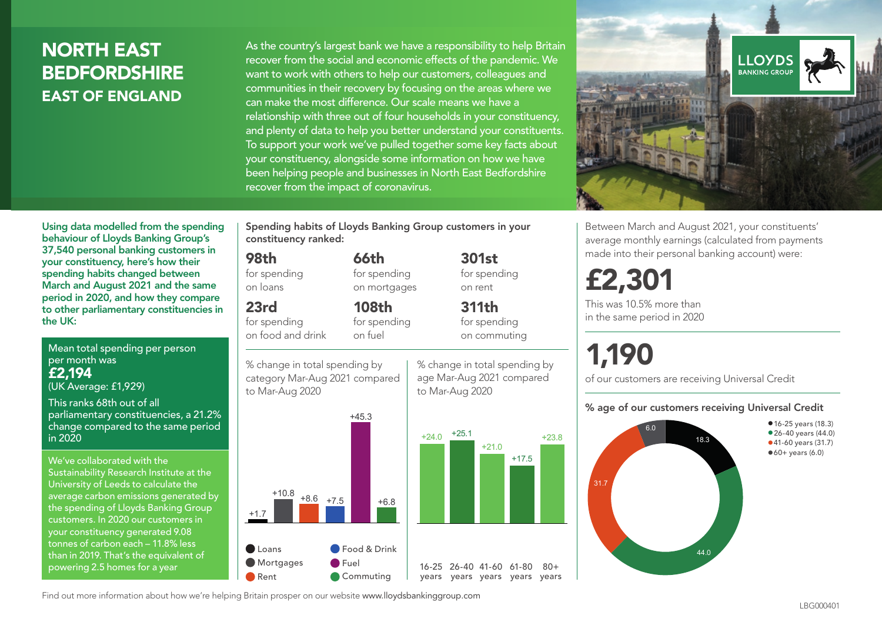# NORTH EAST BEDFORDSHIRE

## EAST OF ENGLAND

As the country's largest bank we have a responsibility to help Britain recover from the social and economic effects of the pandemic. We want to work with others to help our customers, colleagues and communities in their recovery by focusing on the areas where we can make the most difference. Our scale means we have a relationship with three out of four households in your constituency, and plenty of data to help you better understand your constituents. To support your work we've pulled together some key facts about your constituency, alongside some information on how we have been helping people and businesses in North East Bedfordshire recover from the impact of coronavirus.

**Using data modelled from the spending behaviour of Lloyds Banking Group's 37,540 personal banking customers in your constituency, here's how their spending habits changed between March and August 2021 and the same period in 2020, and how they compare to other parliamentary constituencies in the UK:**

Mean total spending per person per month was
**£2,194**
(UK Average: £1,929)

This ranks 68th out of all parliamentary constituencies, a 21.2% change compared to the same period in 2020

We've collaborated with the Sustainability Research Institute at the University of Leeds to calculate the average carbon emissions generated by the spending of Lloyds Banking Group customers. In 2020 our customers in your constituency generated 9.08 tonnes of carbon each – 11.8% less than in 2019. That's the equivalent of powering 2.5 homes for a year

**Spending habits of Lloyds Banking Group customers in your constituency ranked:**

- **98th** for spending on loans
- **66th** for spending on mortgages
- **301st** for spending on rent
- **23rd** for spending on food and drink
- **108th** for spending on fuel
- **311th** for spending on commuting

% change in total spending by category Mar-Aug 2021 compared to Mar-Aug 2020

| Category | % change |
|---|---|
| Loans | +1.7 |
| Mortgages | +10.8 |
| Rent | +8.6 |
| Food & Drink | +7.5 |
| Fuel | +45.3 |
| Commuting | +6.8 |

% change in total spending by age Mar-Aug 2021 compared to Mar-Aug 2020

| Age | % change |
|---|---|
| 16-25 years | +24.0 |
| 26-40 years | +25.1 |
| 41-60 years | +21.0 |
| 61-80 years | +17.5 |
| 80+ years | +23.8 |

Between March and August 2021, your constituents' average monthly earnings (calculated from payments made into their personal banking account) were:

**£2,301**

This was 10.5% more than in the same period in 2020

**1,190**

of our customers are receiving Universal Credit

**% age of our customers receiving Universal Credit**

| Age | % |
|---|---|
| 16-25 years | 18.3 |
| 26-40 years | 44.0 |
| 41-60 years | 31.7 |
| 60+ years | 6.0 |

Find out more information about how we're helping Britain prosper on our website www.lloydsbankinggroup.com

LBG000401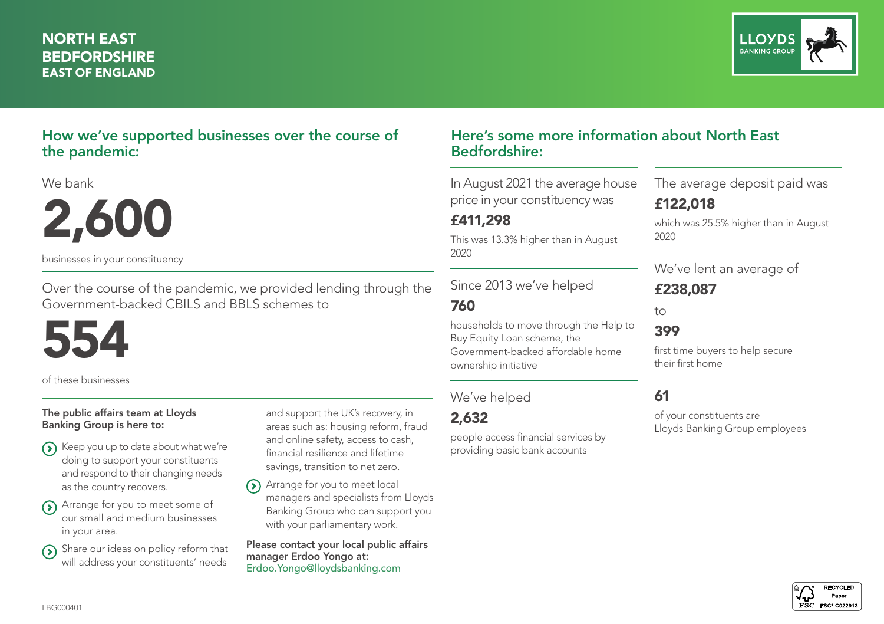# NORTH EAST BEDFORDSHIRE
## EAST OF ENGLAND

LLOYDS BANKING GROUP

## How we've supported businesses over the course of the pandemic:

We bank

**2,600**

businesses in your constituency

Over the course of the pandemic, we provided lending through the Government-backed CBILS and BBLS schemes to

**554**

of these businesses

**The public affairs team at Lloyds Banking Group is here to:**

- Keep you up to date about what we're doing to support your constituents and respond to their changing needs as the country recovers.
- Arrange for you to meet some of our small and medium businesses in your area.
- Share our ideas on policy reform that will address your constituents' needs and support the UK's recovery, in areas such as: housing reform, fraud and online safety, access to cash, financial resilience and lifetime savings, transition to net zero.
- Arrange for you to meet local managers and specialists from Lloyds Banking Group who can support you with your parliamentary work.

**Please contact your local public affairs manager Erdoo Yongo at:**
Erdoo.Yongo@lloydsbanking.com

## Here's some more information about North East Bedfordshire:

In August 2021 the average house price in your constituency was

**£411,298**

This was 13.3% higher than in August 2020

Since 2013 we've helped

**760**

households to move through the Help to Buy Equity Loan scheme, the Government-backed affordable home ownership initiative

We've helped

**2,632**

people access financial services by providing basic bank accounts

The average deposit paid was

**£122,018**

which was 25.5% higher than in August 2020

We've lent an average of

**£238,087**

to

**399**

first time buyers to help secure their first home

**61**

of your constituents are Lloyds Banking Group employees

LBG000401